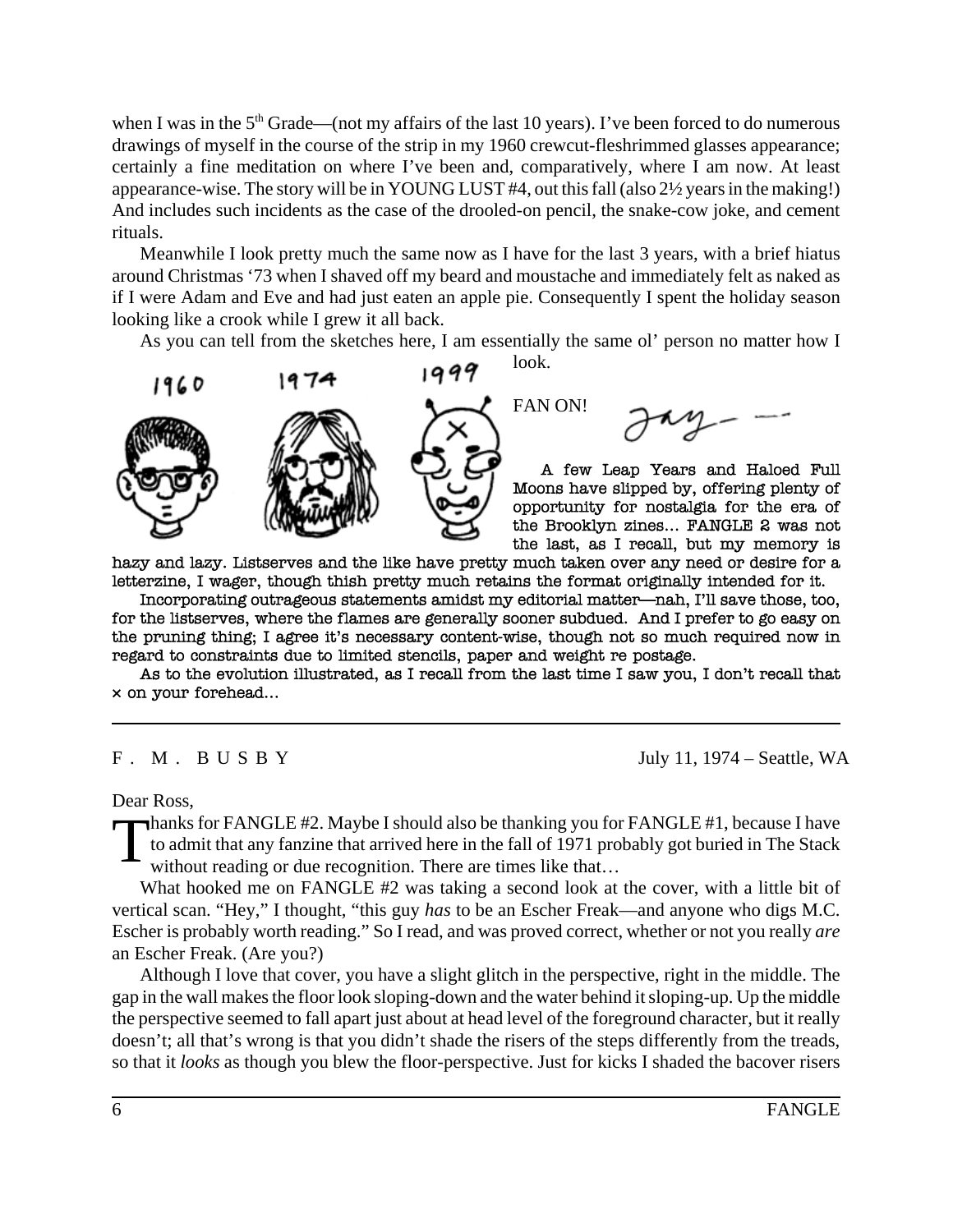when I was in the 5th Grade—(not my affairs of the last 10 years). I've been forced to do numerous drawings of myself in the course of the strip in my 1960 crewcut-fleshrimmed glasses appearance; certainly a fine meditation on where I've been and, comparatively, where I am now. At least appearance-wise. The story will be in YOUNG LUST #4, out this fall (also 2½ years in the making!) And includes such incidents as the case of the drooled-on pencil, the snake-cow joke, and cement rituals.

Meanwhile I look pretty much the same now as I have for the last 3 years, with a brief hiatus around Christmas '73 when I shaved off my beard and moustache and immediately felt as naked as if I were Adam and Eve and had just eaten an apple pie. Consequently I spent the holiday season looking like a crook while I grew it all back.

As you can tell from the sketches here, I am essentially the same ol' person no matter how I look.

1960 1974 1999

FAN ON!

Jay—

A few Leap Years and Haloed Full Moons have slipped by, offering plenty of opportunity for nostalgia for the era of the Brooklyn zines... FANGLE 2 was not the last, as I recall, but my memory is hazy and lazy. Listserves and the like have pretty much taken over any need or desire for a letterzine, I wager, though thish pretty much retains the format originally intended for it.

Incorporating outrageous statements amidst my editorial matter—nah, I'll save those, too, for the listserves, where the flames are generally sooner subdued. And I prefer to go easy on the pruning thing; I agree it's necessary content-wise, though not so much required now in regard to constraints due to limited stencils, paper and weight re postage.

As to the evolution illustrated, as I recall from the last time I saw you, I don't recall that × on your forehead...

---

F. M. BUSBY — July 11, 1974 – Seattle, WA

Dear Ross,

Thanks for FANGLE #2. Maybe I should also be thanking you for FANGLE #1, because I have to admit that any fanzine that arrived here in the fall of 1971 probably got buried in The Stack without reading or due recognition. There are times like that…

What hooked me on FANGLE #2 was taking a second look at the cover, with a little bit of vertical scan. "Hey," I thought, "this guy *has* to be an Escher Freak—and anyone who digs M.C. Escher is probably worth reading." So I read, and was proved correct, whether or not you really *are* an Escher Freak. (Are you?)

Although I love that cover, you have a slight glitch in the perspective, right in the middle. The gap in the wall makes the floor look sloping-down and the water behind it sloping-up. Up the middle the perspective seemed to fall apart just about at head level of the foreground character, but it really doesn't; all that's wrong is that you didn't shade the risers of the steps differently from the treads, so that it *looks* as though you blew the floor-perspective. Just for kicks I shaded the bacover risers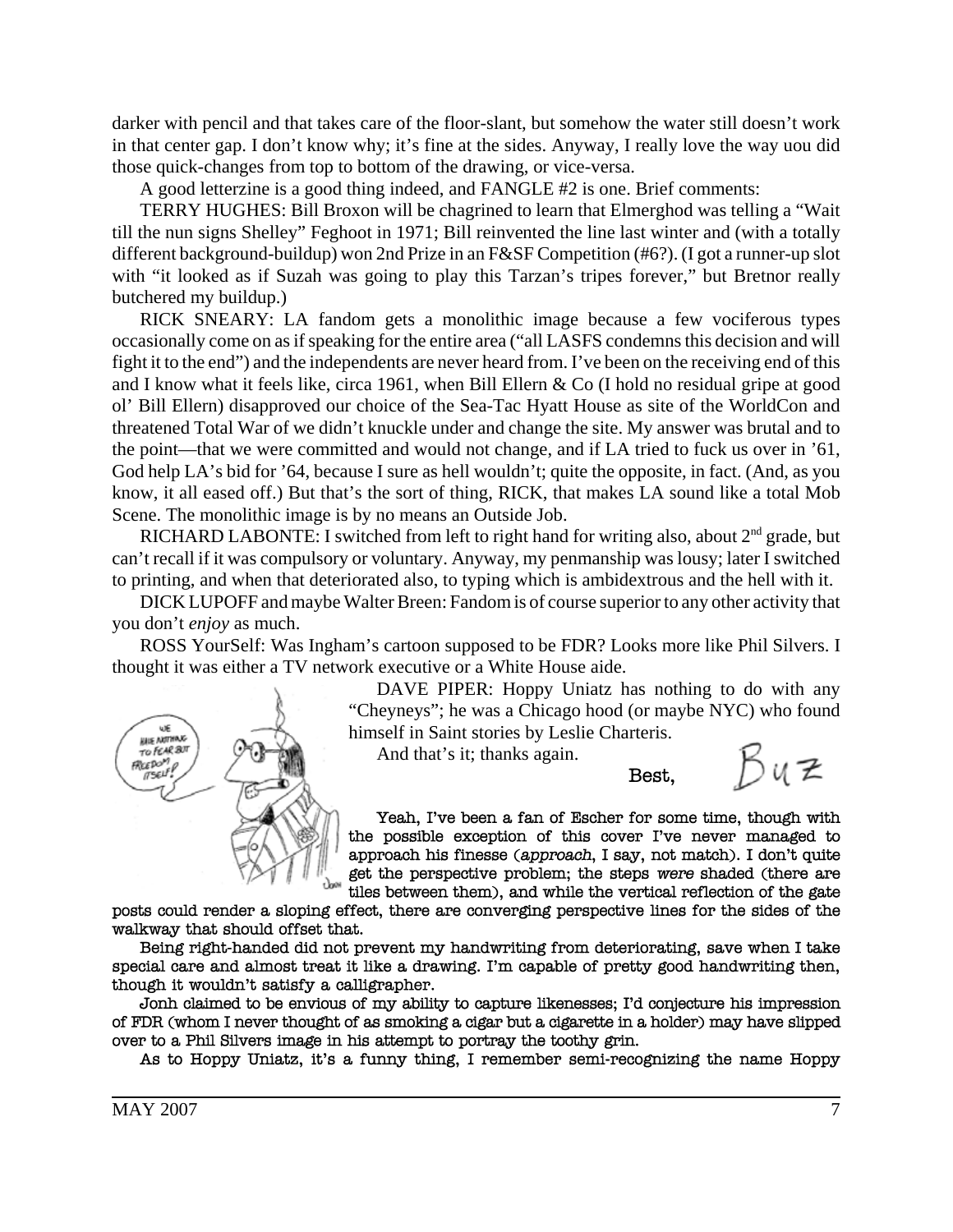darker with pencil and that takes care of the floor-slant, but somehow the water still doesn't work in that center gap. I don't know why; it's fine at the sides. Anyway, I really love the way uou did those quick-changes from top to bottom of the drawing, or vice-versa.

A good letterzine is a good thing indeed, and FANGLE #2 is one. Brief comments:

TERRY HUGHES: Bill Broxon will be chagrined to learn that Elmerghod was telling a "Wait till the nun signs Shelley" Feghoot in 1971; Bill reinvented the line last winter and (with a totally different background-buildup) won 2nd Prize in an F&SF Competition (#6?). (I got a runner-up slot with "it looked as if Suzah was going to play this Tarzan's tripes forever," but Bretnor really butchered my buildup.)

RICK SNEARY: LA fandom gets a monolithic image because a few vociferous types occasionally come on as if speaking for the entire area ("all LASFS condemns this decision and will fight it to the end") and the independents are never heard from. I've been on the receiving end of this and I know what it feels like, circa 1961, when Bill Ellern & Co (I hold no residual gripe at good ol' Bill Ellern) disapproved our choice of the Sea-Tac Hyatt House as site of the WorldCon and threatened Total War of we didn't knuckle under and change the site. My answer was brutal and to the point—that we were committed and would not change, and if LA tried to fuck us over in '61, God help LA's bid for '64, because I sure as hell wouldn't; quite the opposite, in fact. (And, as you know, it all eased off.) But that's the sort of thing, RICK, that makes LA sound like a total Mob Scene. The monolithic image is by no means an Outside Job.

RICHARD LABONTE: I switched from left to right hand for writing also, about 2nd grade, but can't recall if it was compulsory or voluntary. Anyway, my penmanship was lousy; later I switched to printing, and when that deteriorated also, to typing which is ambidextrous and the hell with it.

DICK LUPOFF and maybe Walter Breen: Fandom is of course superior to any other activity that you don't *enjoy* as much.

ROSS YourSelf: Was Ingham's cartoon supposed to be FDR? Looks more like Phil Silvers. I thought it was either a TV network executive or a White House aide.

DAVE PIPER: Hoppy Uniatz has nothing to do with any "Cheyneys"; he was a Chicago hood (or maybe NYC) who found himself in Saint stories by Leslie Charteris.

And that's it; thanks again.

Best, Buz

Yeah, I've been a fan of Escher for some time, though with the possible exception of this cover I've never managed to approach his finesse (*approach*, I say, not match). I don't quite get the perspective problem; the steps *were* shaded (there are tiles between them), and while the vertical reflection of the gate posts could render a sloping effect, there are converging perspective lines for the sides of the walkway that should offset that.

Being right-handed did not prevent my handwriting from deteriorating, save when I take special care and almost treat it like a drawing. I'm capable of pretty good handwriting then, though it wouldn't satisfy a calligrapher.

Jonh claimed to be envious of my ability to capture likenesses; I'd conjecture his impression of FDR (whom I never thought of as smoking a cigar but a cigarette in a holder) may have slipped over to a Phil Silvers image in his attempt to portray the toothy grin.

As to Hoppy Uniatz, it's a funny thing, I remember semi-recognizing the name Hoppy